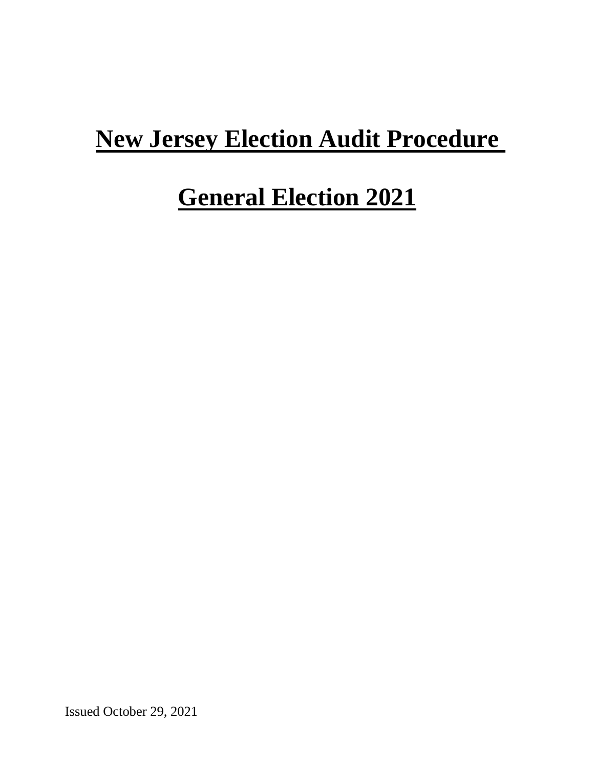# New Jersey Election Audit Procedure

# General Election 2021

Issued October 29, 2021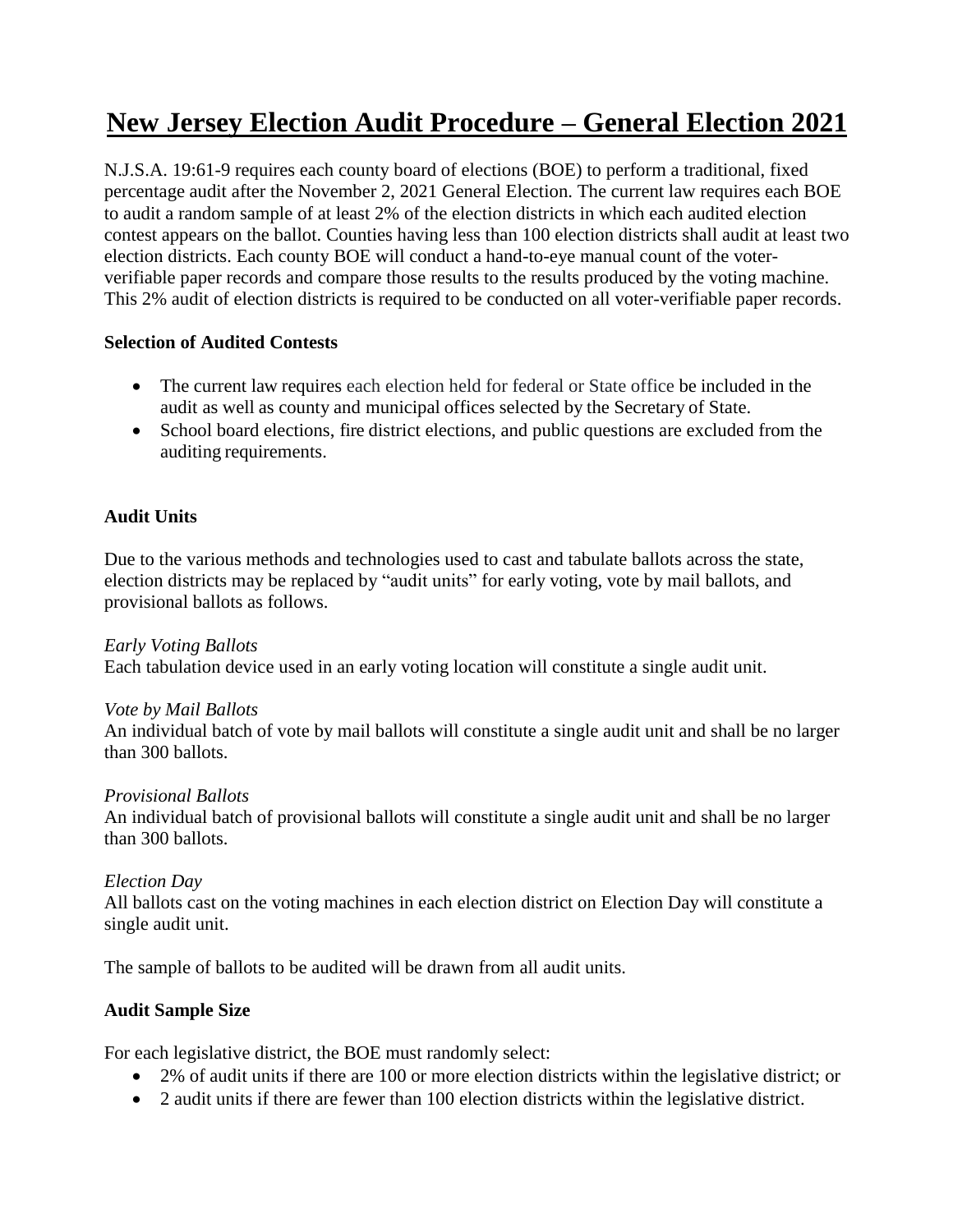# New Jersey Election Audit Procedure – General Election 2021

N.J.S.A. 19:61-9 requires each county board of elections (BOE) to perform a traditional, fixed percentage audit after the November 2, 2021 General Election. The current law requires each BOE to audit a random sample of at least 2% of the election districts in which each audited election contest appears on the ballot. Counties having less than 100 election districts shall audit at least two election districts. Each county BOE will conduct a hand-to-eye manual count of the voter-verifiable paper records and compare those results to the results produced by the voting machine. This 2% audit of election districts is required to be conducted on all voter-verifiable paper records.

**Selection of Audited Contests**

- The current law requires each election held for federal or State office be included in the audit as well as county and municipal offices selected by the Secretary of State.
- School board elections, fire district elections, and public questions are excluded from the auditing requirements.

**Audit Units**

Due to the various methods and technologies used to cast and tabulate ballots across the state, election districts may be replaced by "audit units" for early voting, vote by mail ballots, and provisional ballots as follows.

*Early Voting Ballots*
Each tabulation device used in an early voting location will constitute a single audit unit.

*Vote by Mail Ballots*
An individual batch of vote by mail ballots will constitute a single audit unit and shall be no larger than 300 ballots.

*Provisional Ballots*
An individual batch of provisional ballots will constitute a single audit unit and shall be no larger than 300 ballots.

*Election Day*
All ballots cast on the voting machines in each election district on Election Day will constitute a single audit unit.

The sample of ballots to be audited will be drawn from all audit units.

**Audit Sample Size**

For each legislative district, the BOE must randomly select:

- 2% of audit units if there are 100 or more election districts within the legislative district; or
- 2 audit units if there are fewer than 100 election districts within the legislative district.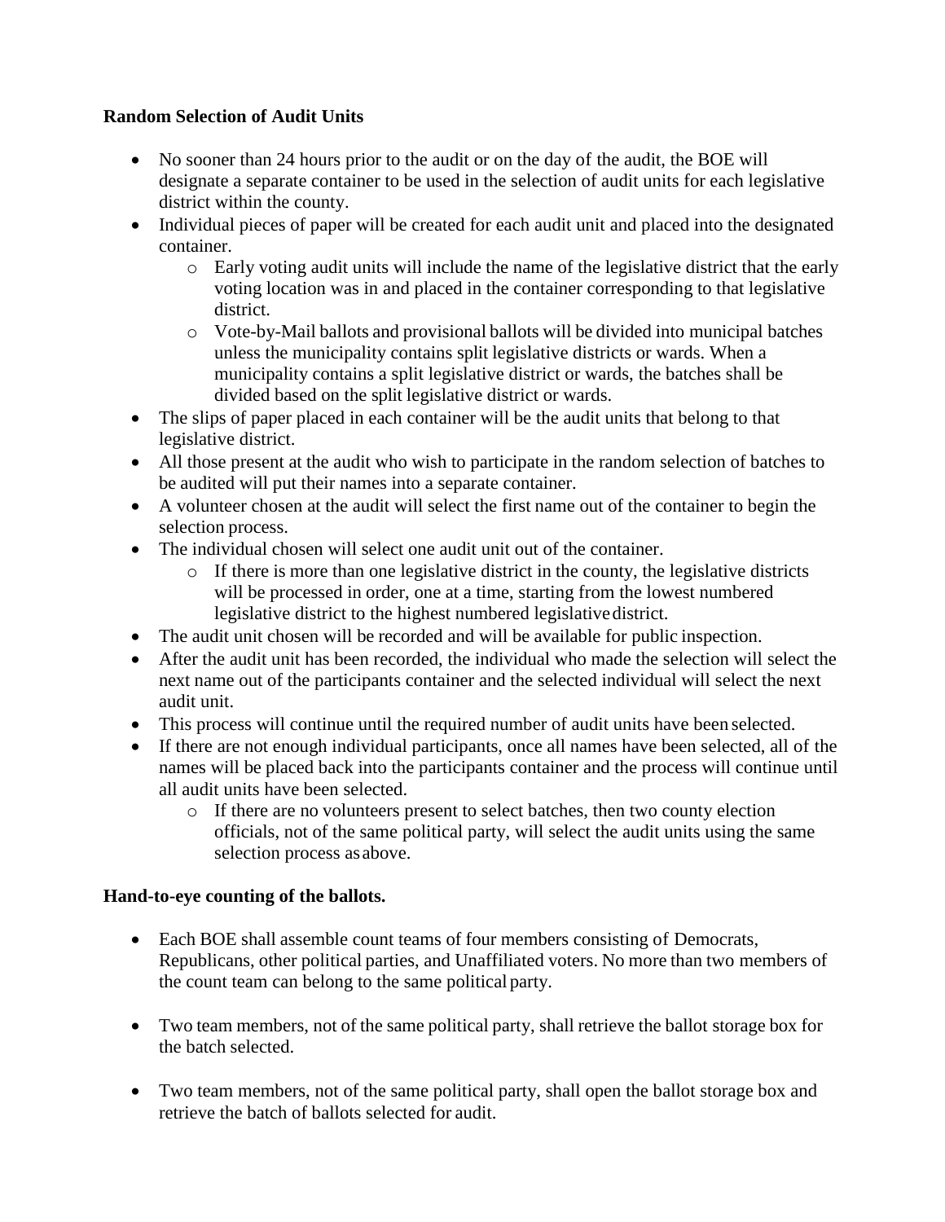**Random Selection of Audit Units**

- No sooner than 24 hours prior to the audit or on the day of the audit, the BOE will designate a separate container to be used in the selection of audit units for each legislative district within the county.
- Individual pieces of paper will be created for each audit unit and placed into the designated container.
  - Early voting audit units will include the name of the legislative district that the early voting location was in and placed in the container corresponding to that legislative district.
  - Vote-by-Mail ballots and provisional ballots will be divided into municipal batches unless the municipality contains split legislative districts or wards. When a municipality contains a split legislative district or wards, the batches shall be divided based on the split legislative district or wards.
- The slips of paper placed in each container will be the audit units that belong to that legislative district.
- All those present at the audit who wish to participate in the random selection of batches to be audited will put their names into a separate container.
- A volunteer chosen at the audit will select the first name out of the container to begin the selection process.
- The individual chosen will select one audit unit out of the container.
  - If there is more than one legislative district in the county, the legislative districts will be processed in order, one at a time, starting from the lowest numbered legislative district to the highest numbered legislative district.
- The audit unit chosen will be recorded and will be available for public inspection.
- After the audit unit has been recorded, the individual who made the selection will select the next name out of the participants container and the selected individual will select the next audit unit.
- This process will continue until the required number of audit units have been selected.
- If there are not enough individual participants, once all names have been selected, all of the names will be placed back into the participants container and the process will continue until all audit units have been selected.
  - If there are no volunteers present to select batches, then two county election officials, not of the same political party, will select the audit units using the same selection process as above.

**Hand-to-eye counting of the ballots.**

- Each BOE shall assemble count teams of four members consisting of Democrats, Republicans, other political parties, and Unaffiliated voters. No more than two members of the count team can belong to the same political party.

- Two team members, not of the same political party, shall retrieve the ballot storage box for the batch selected.

- Two team members, not of the same political party, shall open the ballot storage box and retrieve the batch of ballots selected for audit.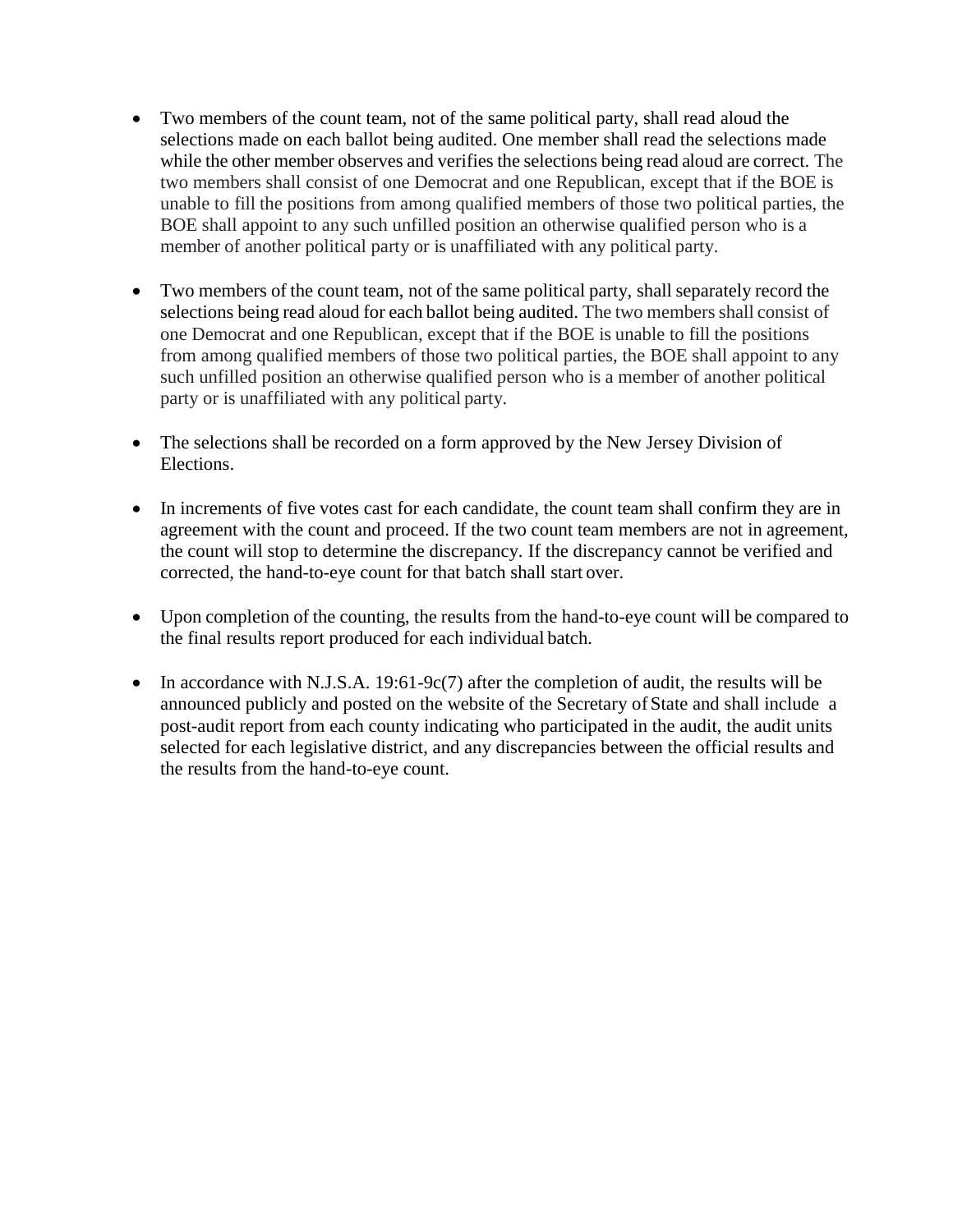- Two members of the count team, not of the same political party, shall read aloud the selections made on each ballot being audited. One member shall read the selections made while the other member observes and verifies the selections being read aloud are correct. The two members shall consist of one Democrat and one Republican, except that if the BOE is unable to fill the positions from among qualified members of those two political parties, the BOE shall appoint to any such unfilled position an otherwise qualified person who is a member of another political party or is unaffiliated with any political party.

- Two members of the count team, not of the same political party, shall separately record the selections being read aloud for each ballot being audited. The two members shall consist of one Democrat and one Republican, except that if the BOE is unable to fill the positions from among qualified members of those two political parties, the BOE shall appoint to any such unfilled position an otherwise qualified person who is a member of another political party or is unaffiliated with any political party.

- The selections shall be recorded on a form approved by the New Jersey Division of Elections.

- In increments of five votes cast for each candidate, the count team shall confirm they are in agreement with the count and proceed. If the two count team members are not in agreement, the count will stop to determine the discrepancy. If the discrepancy cannot be verified and corrected, the hand-to-eye count for that batch shall start over.

- Upon completion of the counting, the results from the hand-to-eye count will be compared to the final results report produced for each individual batch.

- In accordance with N.J.S.A. 19:61-9c(7) after the completion of audit, the results will be announced publicly and posted on the website of the Secretary of State and shall include a post-audit report from each county indicating who participated in the audit, the audit units selected for each legislative district, and any discrepancies between the official results and the results from the hand-to-eye count.